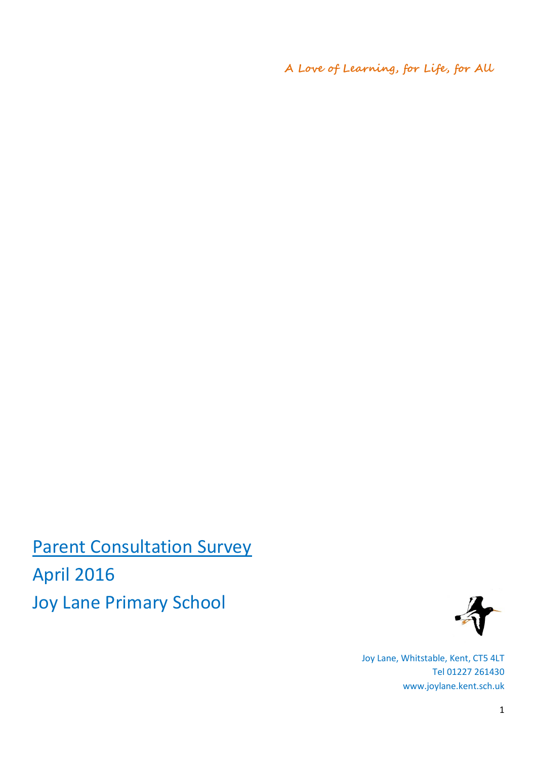*A Love of Learning, for Life, for All*

# Parent Consultation Survey

## April 2016

## Joy Lane Primary School

Joy Lane, Whitstable, Kent, CT5 4LT
Tel 01227 261430
www.joylane.kent.sch.uk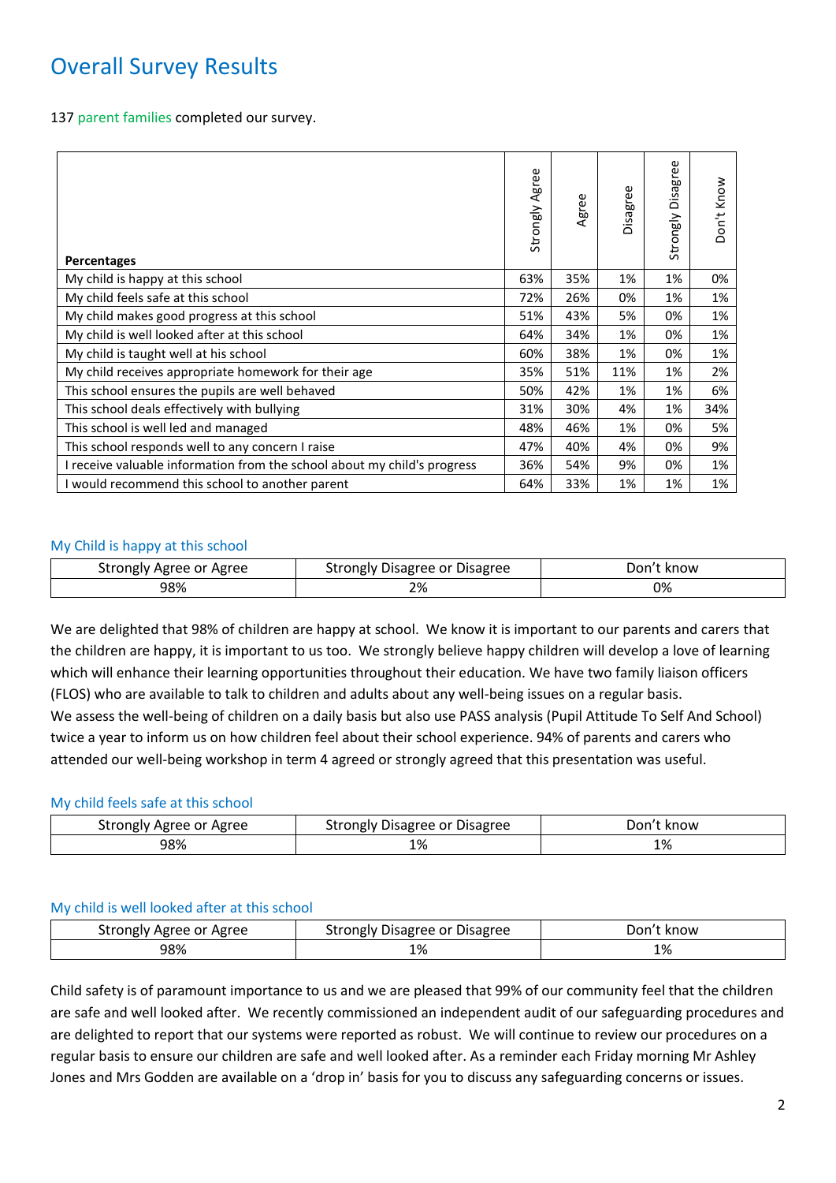# Overall Survey Results

137 parent families completed our survey.

| Percentages | Strongly Agree | Agree | Disagree | Strongly Disagree | Don't Know |
|---|---|---|---|---|---|
| My child is happy at this school | 63% | 35% | 1% | 1% | 0% |
| My child feels safe at this school | 72% | 26% | 0% | 1% | 1% |
| My child makes good progress at this school | 51% | 43% | 5% | 0% | 1% |
| My child is well looked after at this school | 64% | 34% | 1% | 0% | 1% |
| My child is taught well at his school | 60% | 38% | 1% | 0% | 1% |
| My child receives appropriate homework for their age | 35% | 51% | 11% | 1% | 2% |
| This school ensures the pupils are well behaved | 50% | 42% | 1% | 1% | 6% |
| This school deals effectively with bullying | 31% | 30% | 4% | 1% | 34% |
| This school is well led and managed | 48% | 46% | 1% | 0% | 5% |
| This school responds well to any concern I raise | 47% | 40% | 4% | 0% | 9% |
| I receive valuable information from the school about my child's progress | 36% | 54% | 9% | 0% | 1% |
| I would recommend this school to another parent | 64% | 33% | 1% | 1% | 1% |

### My Child is happy at this school

| Strongly Agree or Agree | Strongly Disagree or Disagree | Don't know |
|---|---|---|
| 98% | 2% | 0% |

We are delighted that 98% of children are happy at school. We know it is important to our parents and carers that the children are happy, it is important to us too. We strongly believe happy children will develop a love of learning which will enhance their learning opportunities throughout their education. We have two family liaison officers (FLOS) who are available to talk to children and adults about any well-being issues on a regular basis.
We assess the well-being of children on a daily basis but also use PASS analysis (Pupil Attitude To Self And School) twice a year to inform us on how children feel about their school experience. 94% of parents and carers who attended our well-being workshop in term 4 agreed or strongly agreed that this presentation was useful.

### My child feels safe at this school

| Strongly Agree or Agree | Strongly Disagree or Disagree | Don't know |
|---|---|---|
| 98% | 1% | 1% |

### My child is well looked after at this school

| Strongly Agree or Agree | Strongly Disagree or Disagree | Don't know |
|---|---|---|
| 98% | 1% | 1% |

Child safety is of paramount importance to us and we are pleased that 99% of our community feel that the children are safe and well looked after. We recently commissioned an independent audit of our safeguarding procedures and are delighted to report that our systems were reported as robust. We will continue to review our procedures on a regular basis to ensure our children are safe and well looked after. As a reminder each Friday morning Mr Ashley Jones and Mrs Godden are available on a 'drop in' basis for you to discuss any safeguarding concerns or issues.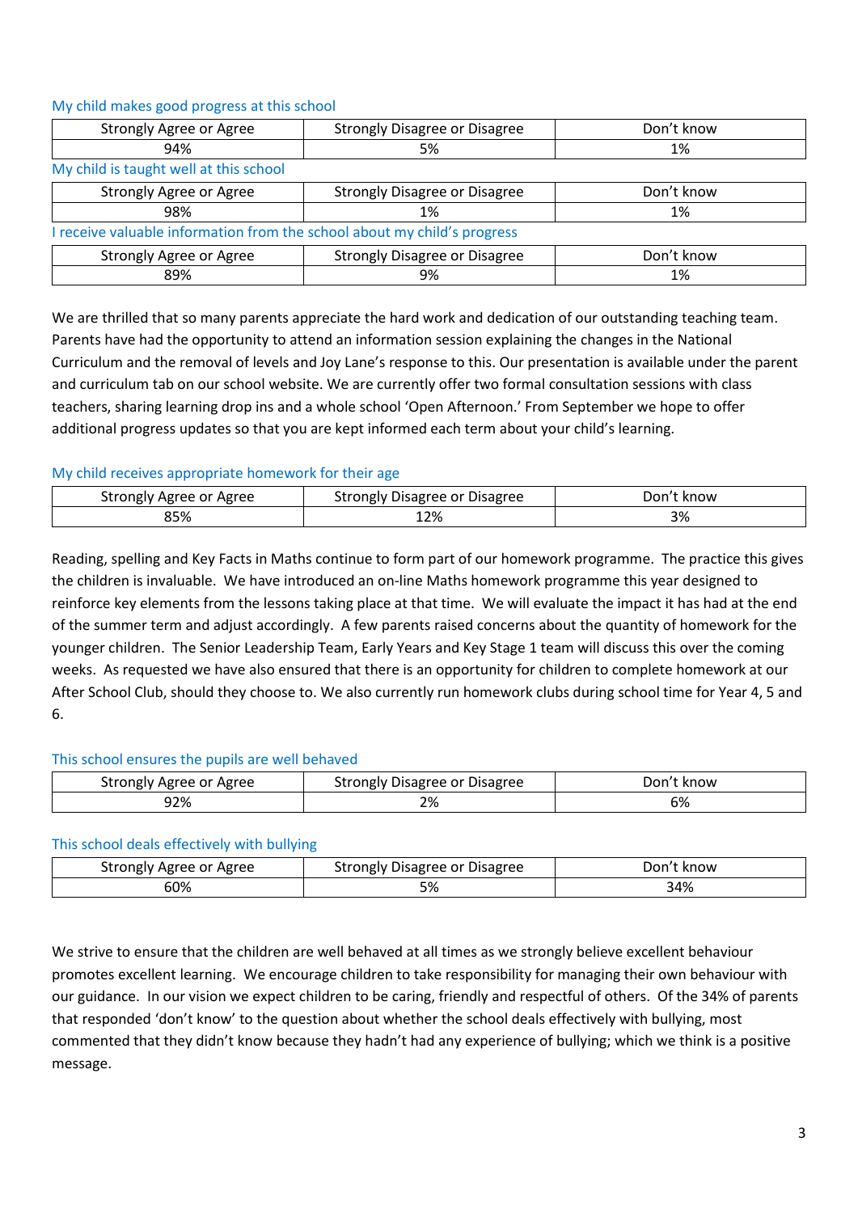### My child makes good progress at this school

| Strongly Agree or Agree | Strongly Disagree or Disagree | Don't know |
|---|---|---|
| 94% | 5% | 1% |

### My child is taught well at this school

| Strongly Agree or Agree | Strongly Disagree or Disagree | Don't know |
|---|---|---|
| 98% | 1% | 1% |

### I receive valuable information from the school about my child's progress

| Strongly Agree or Agree | Strongly Disagree or Disagree | Don't know |
|---|---|---|
| 89% | 9% | 1% |

We are thrilled that so many parents appreciate the hard work and dedication of our outstanding teaching team. Parents have had the opportunity to attend an information session explaining the changes in the National Curriculum and the removal of levels and Joy Lane's response to this. Our presentation is available under the parent and curriculum tab on our school website. We are currently offer two formal consultation sessions with class teachers, sharing learning drop ins and a whole school 'Open Afternoon.' From September we hope to offer additional progress updates so that you are kept informed each term about your child's learning.

### My child receives appropriate homework for their age

| Strongly Agree or Agree | Strongly Disagree or Disagree | Don't know |
|---|---|---|
| 85% | 12% | 3% |

Reading, spelling and Key Facts in Maths continue to form part of our homework programme. The practice this gives the children is invaluable. We have introduced an on-line Maths homework programme this year designed to reinforce key elements from the lessons taking place at that time. We will evaluate the impact it has had at the end of the summer term and adjust accordingly. A few parents raised concerns about the quantity of homework for the younger children. The Senior Leadership Team, Early Years and Key Stage 1 team will discuss this over the coming weeks. As requested we have also ensured that there is an opportunity for children to complete homework at our After School Club, should they choose to. We also currently run homework clubs during school time for Year 4, 5 and 6.

### This school ensures the pupils are well behaved

| Strongly Agree or Agree | Strongly Disagree or Disagree | Don't know |
|---|---|---|
| 92% | 2% | 6% |

### This school deals effectively with bullying

| Strongly Agree or Agree | Strongly Disagree or Disagree | Don't know |
|---|---|---|
| 60% | 5% | 34% |

We strive to ensure that the children are well behaved at all times as we strongly believe excellent behaviour promotes excellent learning. We encourage children to take responsibility for managing their own behaviour with our guidance. In our vision we expect children to be caring, friendly and respectful of others. Of the 34% of parents that responded 'don't know' to the question about whether the school deals effectively with bullying, most commented that they didn't know because they hadn't had any experience of bullying; which we think is a positive message.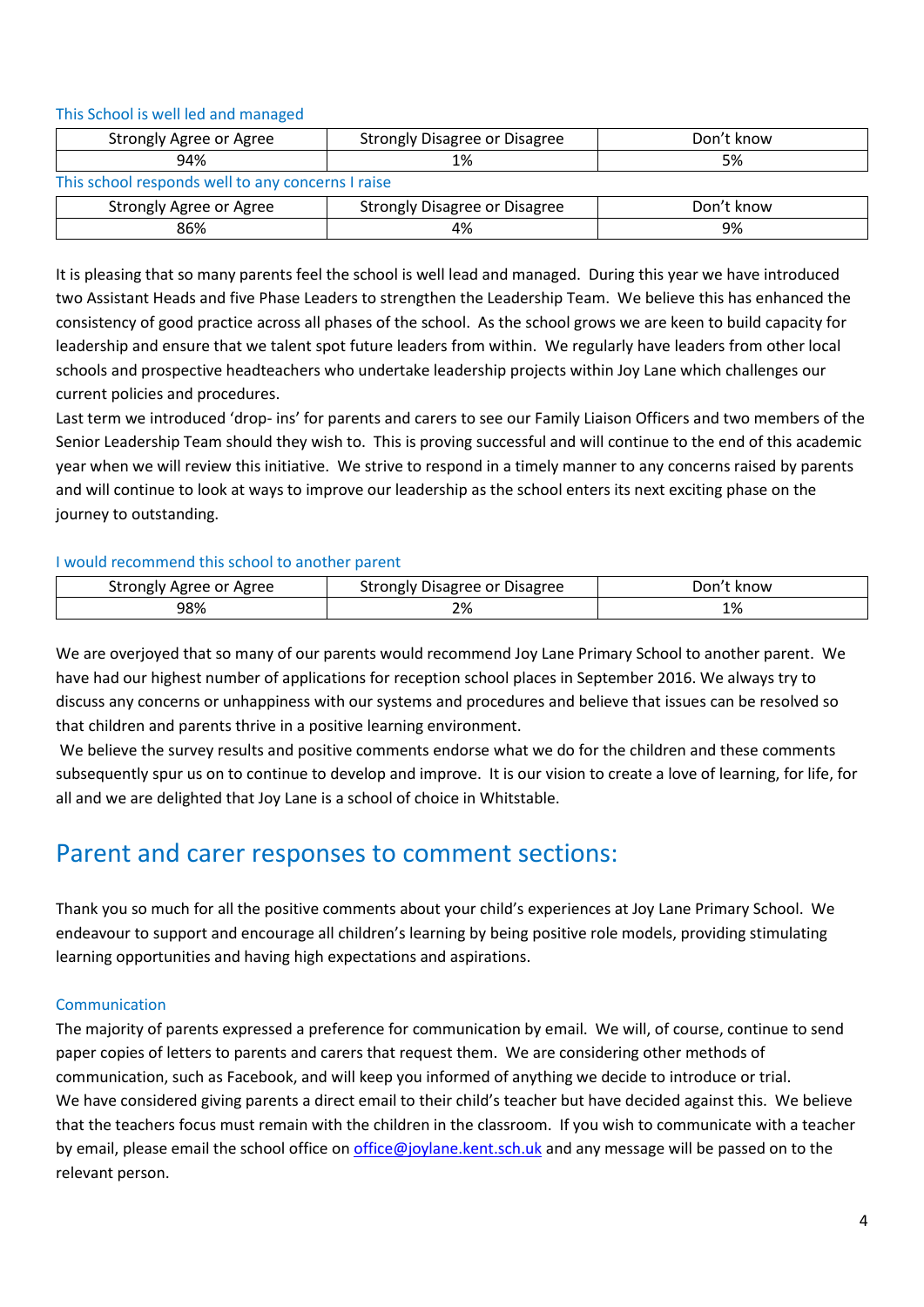### This School is well led and managed

| Strongly Agree or Agree | Strongly Disagree or Disagree | Don't know |
| --- | --- | --- |
| 94% | 1% | 5% |

### This school responds well to any concerns I raise

| Strongly Agree or Agree | Strongly Disagree or Disagree | Don't know |
| --- | --- | --- |
| 86% | 4% | 9% |

It is pleasing that so many parents feel the school is well lead and managed. During this year we have introduced two Assistant Heads and five Phase Leaders to strengthen the Leadership Team. We believe this has enhanced the consistency of good practice across all phases of the school. As the school grows we are keen to build capacity for leadership and ensure that we talent spot future leaders from within. We regularly have leaders from other local schools and prospective headteachers who undertake leadership projects within Joy Lane which challenges our current policies and procedures.

Last term we introduced 'drop- ins' for parents and carers to see our Family Liaison Officers and two members of the Senior Leadership Team should they wish to. This is proving successful and will continue to the end of this academic year when we will review this initiative. We strive to respond in a timely manner to any concerns raised by parents and will continue to look at ways to improve our leadership as the school enters its next exciting phase on the journey to outstanding.

### I would recommend this school to another parent

| Strongly Agree or Agree | Strongly Disagree or Disagree | Don't know |
| --- | --- | --- |
| 98% | 2% | 1% |

We are overjoyed that so many of our parents would recommend Joy Lane Primary School to another parent. We have had our highest number of applications for reception school places in September 2016. We always try to discuss any concerns or unhappiness with our systems and procedures and believe that issues can be resolved so that children and parents thrive in a positive learning environment.

We believe the survey results and positive comments endorse what we do for the children and these comments subsequently spur us on to continue to develop and improve. It is our vision to create a love of learning, for life, for all and we are delighted that Joy Lane is a school of choice in Whitstable.

## Parent and carer responses to comment sections:

Thank you so much for all the positive comments about your child's experiences at Joy Lane Primary School. We endeavour to support and encourage all children's learning by being positive role models, providing stimulating learning opportunities and having high expectations and aspirations.

### Communication

The majority of parents expressed a preference for communication by email. We will, of course, continue to send paper copies of letters to parents and carers that request them. We are considering other methods of communication, such as Facebook, and will keep you informed of anything we decide to introduce or trial.

We have considered giving parents a direct email to their child's teacher but have decided against this. We believe that the teachers focus must remain with the children in the classroom. If you wish to communicate with a teacher by email, please email the school office on office@joylane.kent.sch.uk and any message will be passed on to the relevant person.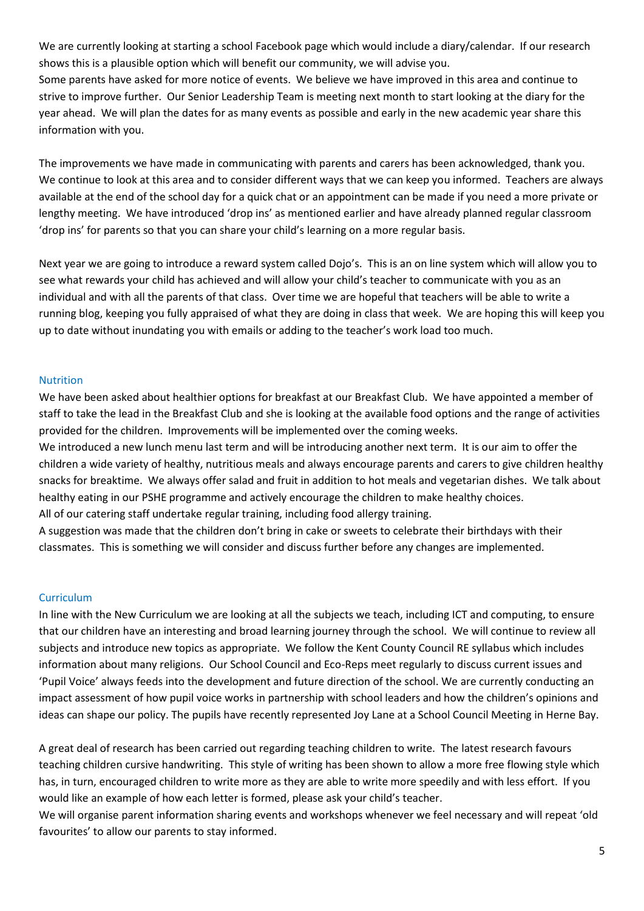We are currently looking at starting a school Facebook page which would include a diary/calendar. If our research shows this is a plausible option which will benefit our community, we will advise you.

Some parents have asked for more notice of events. We believe we have improved in this area and continue to strive to improve further. Our Senior Leadership Team is meeting next month to start looking at the diary for the year ahead. We will plan the dates for as many events as possible and early in the new academic year share this information with you.

The improvements we have made in communicating with parents and carers has been acknowledged, thank you. We continue to look at this area and to consider different ways that we can keep you informed. Teachers are always available at the end of the school day for a quick chat or an appointment can be made if you need a more private or lengthy meeting. We have introduced 'drop ins' as mentioned earlier and have already planned regular classroom 'drop ins' for parents so that you can share your child's learning on a more regular basis.

Next year we are going to introduce a reward system called Dojo's. This is an on line system which will allow you to see what rewards your child has achieved and will allow your child's teacher to communicate with you as an individual and with all the parents of that class. Over time we are hopeful that teachers will be able to write a running blog, keeping you fully appraised of what they are doing in class that week. We are hoping this will keep you up to date without inundating you with emails or adding to the teacher's work load too much.

## Nutrition

We have been asked about healthier options for breakfast at our Breakfast Club. We have appointed a member of staff to take the lead in the Breakfast Club and she is looking at the available food options and the range of activities provided for the children. Improvements will be implemented over the coming weeks.

We introduced a new lunch menu last term and will be introducing another next term. It is our aim to offer the children a wide variety of healthy, nutritious meals and always encourage parents and carers to give children healthy snacks for breaktime. We always offer salad and fruit in addition to hot meals and vegetarian dishes. We talk about healthy eating in our PSHE programme and actively encourage the children to make healthy choices.

All of our catering staff undertake regular training, including food allergy training.

A suggestion was made that the children don't bring in cake or sweets to celebrate their birthdays with their classmates. This is something we will consider and discuss further before any changes are implemented.

## Curriculum

In line with the New Curriculum we are looking at all the subjects we teach, including ICT and computing, to ensure that our children have an interesting and broad learning journey through the school. We will continue to review all subjects and introduce new topics as appropriate. We follow the Kent County Council RE syllabus which includes information about many religions. Our School Council and Eco-Reps meet regularly to discuss current issues and 'Pupil Voice' always feeds into the development and future direction of the school. We are currently conducting an impact assessment of how pupil voice works in partnership with school leaders and how the children's opinions and ideas can shape our policy. The pupils have recently represented Joy Lane at a School Council Meeting in Herne Bay.

A great deal of research has been carried out regarding teaching children to write. The latest research favours teaching children cursive handwriting. This style of writing has been shown to allow a more free flowing style which has, in turn, encouraged children to write more as they are able to write more speedily and with less effort. If you would like an example of how each letter is formed, please ask your child's teacher.

We will organise parent information sharing events and workshops whenever we feel necessary and will repeat 'old favourites' to allow our parents to stay informed.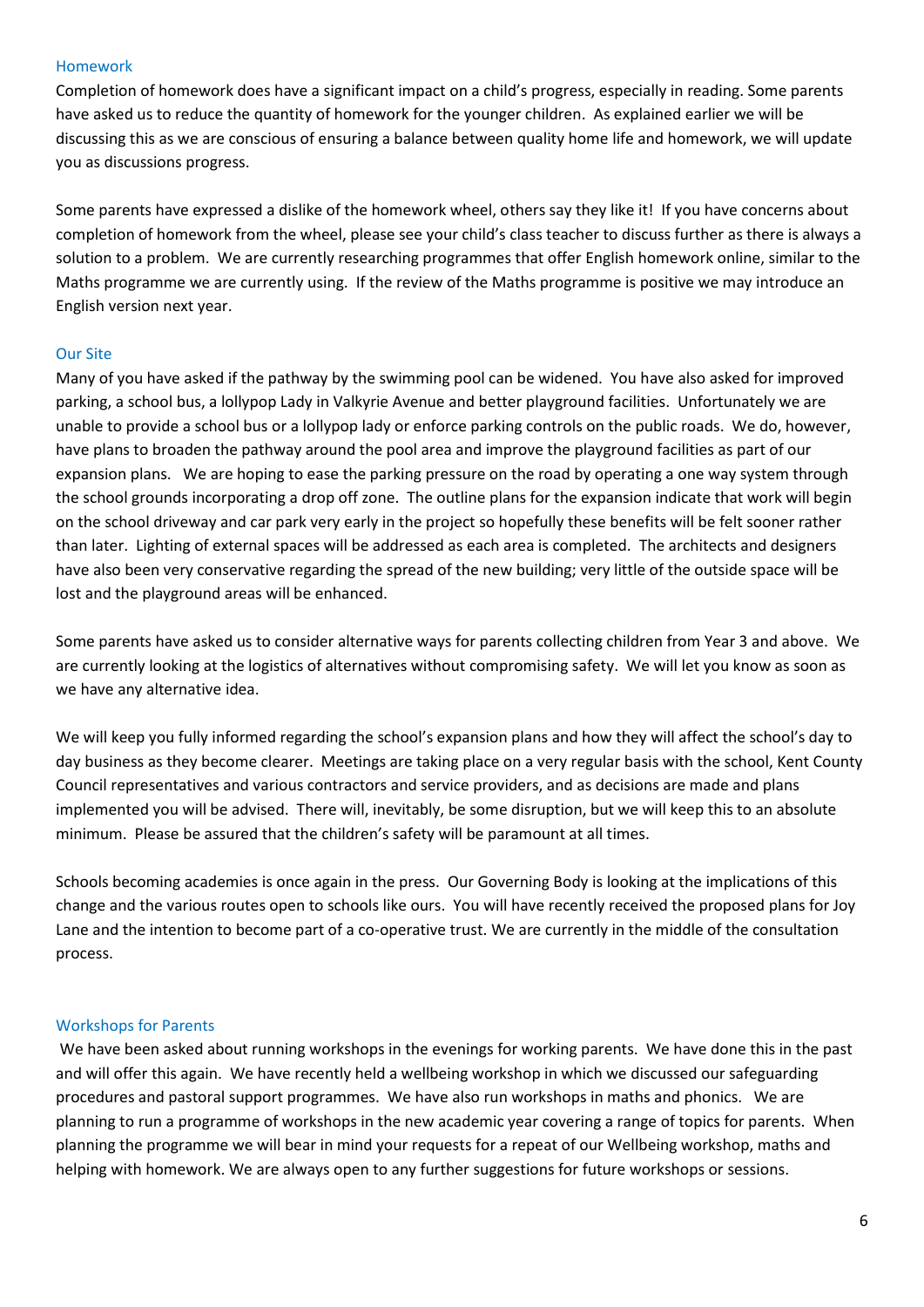## Homework

Completion of homework does have a significant impact on a child's progress, especially in reading. Some parents have asked us to reduce the quantity of homework for the younger children. As explained earlier we will be discussing this as we are conscious of ensuring a balance between quality home life and homework, we will update you as discussions progress.

Some parents have expressed a dislike of the homework wheel, others say they like it! If you have concerns about completion of homework from the wheel, please see your child's class teacher to discuss further as there is always a solution to a problem. We are currently researching programmes that offer English homework online, similar to the Maths programme we are currently using. If the review of the Maths programme is positive we may introduce an English version next year.

## Our Site

Many of you have asked if the pathway by the swimming pool can be widened. You have also asked for improved parking, a school bus, a lollypop Lady in Valkyrie Avenue and better playground facilities. Unfortunately we are unable to provide a school bus or a lollypop lady or enforce parking controls on the public roads. We do, however, have plans to broaden the pathway around the pool area and improve the playground facilities as part of our expansion plans. We are hoping to ease the parking pressure on the road by operating a one way system through the school grounds incorporating a drop off zone. The outline plans for the expansion indicate that work will begin on the school driveway and car park very early in the project so hopefully these benefits will be felt sooner rather than later. Lighting of external spaces will be addressed as each area is completed. The architects and designers have also been very conservative regarding the spread of the new building; very little of the outside space will be lost and the playground areas will be enhanced.

Some parents have asked us to consider alternative ways for parents collecting children from Year 3 and above. We are currently looking at the logistics of alternatives without compromising safety. We will let you know as soon as we have any alternative idea.

We will keep you fully informed regarding the school's expansion plans and how they will affect the school's day to day business as they become clearer. Meetings are taking place on a very regular basis with the school, Kent County Council representatives and various contractors and service providers, and as decisions are made and plans implemented you will be advised. There will, inevitably, be some disruption, but we will keep this to an absolute minimum. Please be assured that the children's safety will be paramount at all times.

Schools becoming academies is once again in the press. Our Governing Body is looking at the implications of this change and the various routes open to schools like ours. You will have recently received the proposed plans for Joy Lane and the intention to become part of a co-operative trust. We are currently in the middle of the consultation process.

## Workshops for Parents

We have been asked about running workshops in the evenings for working parents. We have done this in the past and will offer this again. We have recently held a wellbeing workshop in which we discussed our safeguarding procedures and pastoral support programmes. We have also run workshops in maths and phonics. We are planning to run a programme of workshops in the new academic year covering a range of topics for parents. When planning the programme we will bear in mind your requests for a repeat of our Wellbeing workshop, maths and helping with homework. We are always open to any further suggestions for future workshops or sessions.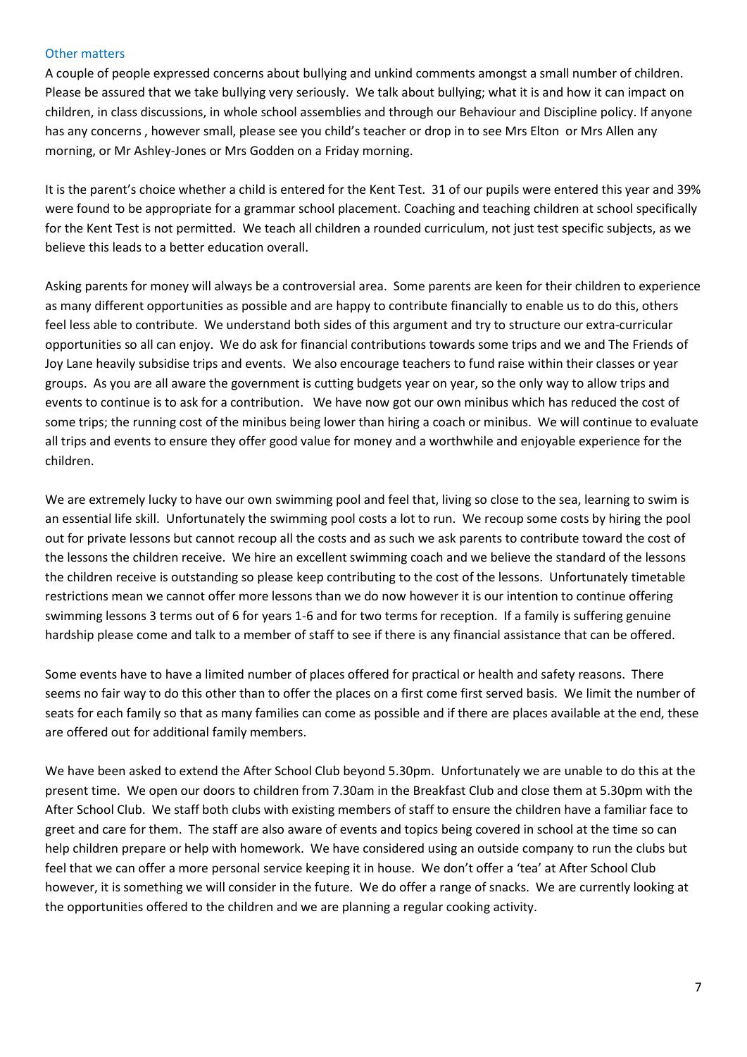## Other matters

A couple of people expressed concerns about bullying and unkind comments amongst a small number of children. Please be assured that we take bullying very seriously. We talk about bullying; what it is and how it can impact on children, in class discussions, in whole school assemblies and through our Behaviour and Discipline policy. If anyone has any concerns , however small, please see you child's teacher or drop in to see Mrs Elton or Mrs Allen any morning, or Mr Ashley-Jones or Mrs Godden on a Friday morning.

It is the parent's choice whether a child is entered for the Kent Test. 31 of our pupils were entered this year and 39% were found to be appropriate for a grammar school placement. Coaching and teaching children at school specifically for the Kent Test is not permitted. We teach all children a rounded curriculum, not just test specific subjects, as we believe this leads to a better education overall.

Asking parents for money will always be a controversial area. Some parents are keen for their children to experience as many different opportunities as possible and are happy to contribute financially to enable us to do this, others feel less able to contribute. We understand both sides of this argument and try to structure our extra-curricular opportunities so all can enjoy. We do ask for financial contributions towards some trips and we and The Friends of Joy Lane heavily subsidise trips and events. We also encourage teachers to fund raise within their classes or year groups. As you are all aware the government is cutting budgets year on year, so the only way to allow trips and events to continue is to ask for a contribution. We have now got our own minibus which has reduced the cost of some trips; the running cost of the minibus being lower than hiring a coach or minibus. We will continue to evaluate all trips and events to ensure they offer good value for money and a worthwhile and enjoyable experience for the children.

We are extremely lucky to have our own swimming pool and feel that, living so close to the sea, learning to swim is an essential life skill. Unfortunately the swimming pool costs a lot to run. We recoup some costs by hiring the pool out for private lessons but cannot recoup all the costs and as such we ask parents to contribute toward the cost of the lessons the children receive. We hire an excellent swimming coach and we believe the standard of the lessons the children receive is outstanding so please keep contributing to the cost of the lessons. Unfortunately timetable restrictions mean we cannot offer more lessons than we do now however it is our intention to continue offering swimming lessons 3 terms out of 6 for years 1-6 and for two terms for reception. If a family is suffering genuine hardship please come and talk to a member of staff to see if there is any financial assistance that can be offered.

Some events have to have a limited number of places offered for practical or health and safety reasons. There seems no fair way to do this other than to offer the places on a first come first served basis. We limit the number of seats for each family so that as many families can come as possible and if there are places available at the end, these are offered out for additional family members.

We have been asked to extend the After School Club beyond 5.30pm. Unfortunately we are unable to do this at the present time. We open our doors to children from 7.30am in the Breakfast Club and close them at 5.30pm with the After School Club. We staff both clubs with existing members of staff to ensure the children have a familiar face to greet and care for them. The staff are also aware of events and topics being covered in school at the time so can help children prepare or help with homework. We have considered using an outside company to run the clubs but feel that we can offer a more personal service keeping it in house. We don't offer a 'tea' at After School Club however, it is something we will consider in the future. We do offer a range of snacks. We are currently looking at the opportunities offered to the children and we are planning a regular cooking activity.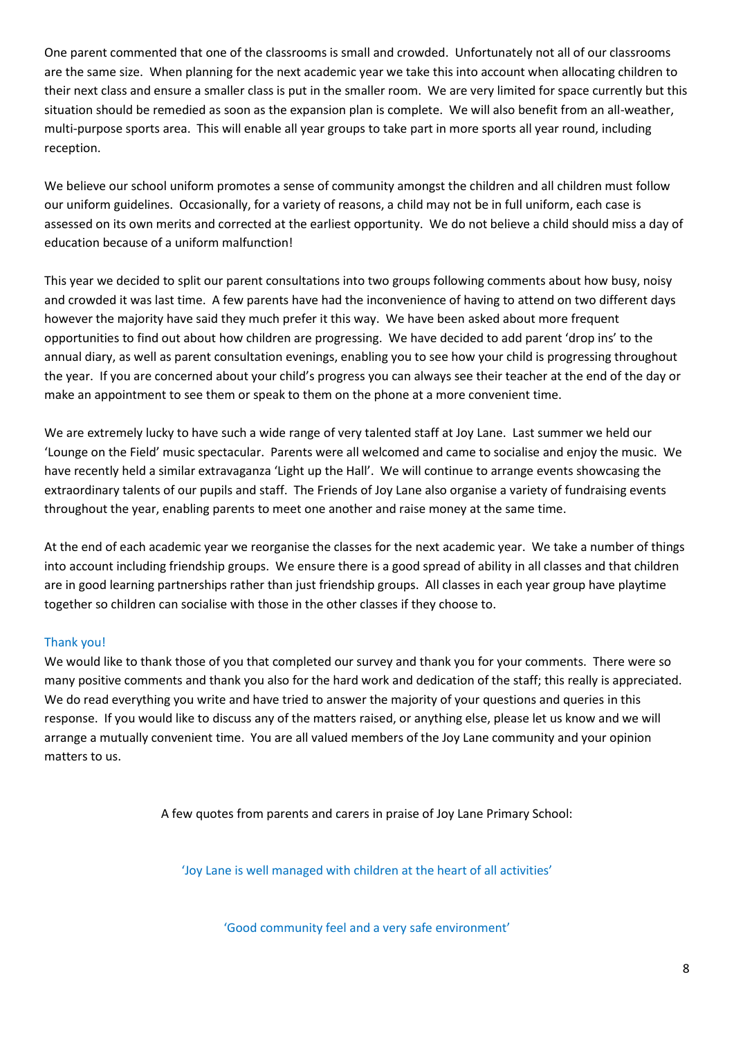One parent commented that one of the classrooms is small and crowded. Unfortunately not all of our classrooms are the same size. When planning for the next academic year we take this into account when allocating children to their next class and ensure a smaller class is put in the smaller room. We are very limited for space currently but this situation should be remedied as soon as the expansion plan is complete. We will also benefit from an all-weather, multi-purpose sports area. This will enable all year groups to take part in more sports all year round, including reception.

We believe our school uniform promotes a sense of community amongst the children and all children must follow our uniform guidelines. Occasionally, for a variety of reasons, a child may not be in full uniform, each case is assessed on its own merits and corrected at the earliest opportunity. We do not believe a child should miss a day of education because of a uniform malfunction!

This year we decided to split our parent consultations into two groups following comments about how busy, noisy and crowded it was last time. A few parents have had the inconvenience of having to attend on two different days however the majority have said they much prefer it this way. We have been asked about more frequent opportunities to find out about how children are progressing. We have decided to add parent 'drop ins' to the annual diary, as well as parent consultation evenings, enabling you to see how your child is progressing throughout the year. If you are concerned about your child's progress you can always see their teacher at the end of the day or make an appointment to see them or speak to them on the phone at a more convenient time.

We are extremely lucky to have such a wide range of very talented staff at Joy Lane. Last summer we held our 'Lounge on the Field' music spectacular. Parents were all welcomed and came to socialise and enjoy the music. We have recently held a similar extravaganza 'Light up the Hall'. We will continue to arrange events showcasing the extraordinary talents of our pupils and staff. The Friends of Joy Lane also organise a variety of fundraising events throughout the year, enabling parents to meet one another and raise money at the same time.

At the end of each academic year we reorganise the classes for the next academic year. We take a number of things into account including friendship groups. We ensure there is a good spread of ability in all classes and that children are in good learning partnerships rather than just friendship groups. All classes in each year group have playtime together so children can socialise with those in the other classes if they choose to.

## Thank you!

We would like to thank those of you that completed our survey and thank you for your comments. There were so many positive comments and thank you also for the hard work and dedication of the staff; this really is appreciated. We do read everything you write and have tried to answer the majority of your questions and queries in this response. If you would like to discuss any of the matters raised, or anything else, please let us know and we will arrange a mutually convenient time. You are all valued members of the Joy Lane community and your opinion matters to us.

A few quotes from parents and carers in praise of Joy Lane Primary School:

'Joy Lane is well managed with children at the heart of all activities'

'Good community feel and a very safe environment'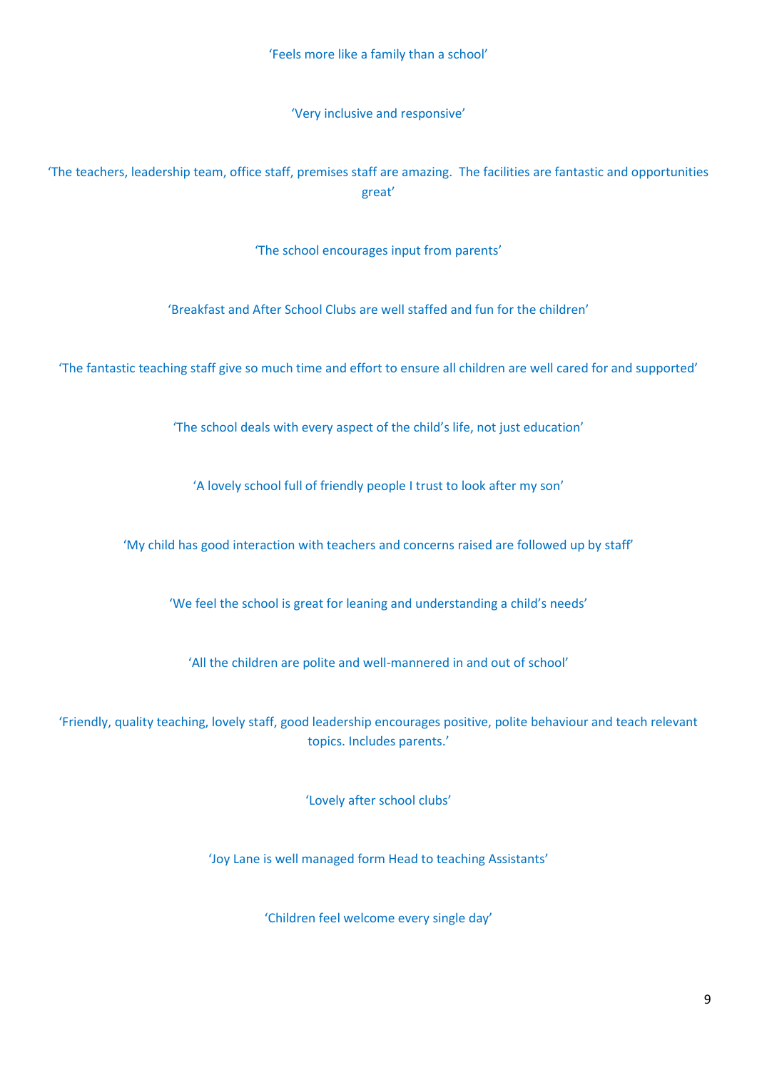'Feels more like a family than a school'

'Very inclusive and responsive'

'The teachers, leadership team, office staff, premises staff are amazing. The facilities are fantastic and opportunities great'

'The school encourages input from parents'

'Breakfast and After School Clubs are well staffed and fun for the children'

'The fantastic teaching staff give so much time and effort to ensure all children are well cared for and supported'

'The school deals with every aspect of the child's life, not just education'

'A lovely school full of friendly people I trust to look after my son'

'My child has good interaction with teachers and concerns raised are followed up by staff'

'We feel the school is great for leaning and understanding a child's needs'

'All the children are polite and well-mannered in and out of school'

'Friendly, quality teaching, lovely staff, good leadership encourages positive, polite behaviour and teach relevant topics. Includes parents.'

'Lovely after school clubs'

'Joy Lane is well managed form Head to teaching Assistants'

'Children feel welcome every single day'